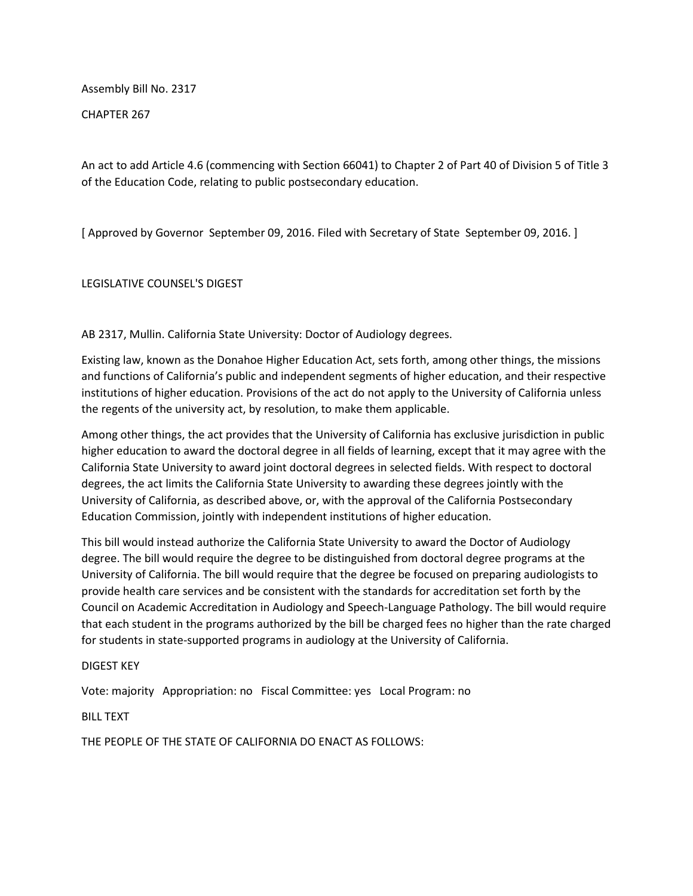Assembly Bill No. 2317

CHAPTER 267

An act to add Article 4.6 (commencing with Section 66041) to Chapter 2 of Part 40 of Division 5 of Title 3 of the Education Code, relating to public postsecondary education.

[ Approved by Governor September 09, 2016. Filed with Secretary of State September 09, 2016. ]

LEGISLATIVE COUNSEL'S DIGEST

AB 2317, Mullin. California State University: Doctor of Audiology degrees.

Existing law, known as the Donahoe Higher Education Act, sets forth, among other things, the missions and functions of California's public and independent segments of higher education, and their respective institutions of higher education. Provisions of the act do not apply to the University of California unless the regents of the university act, by resolution, to make them applicable.

Among other things, the act provides that the University of California has exclusive jurisdiction in public higher education to award the doctoral degree in all fields of learning, except that it may agree with the California State University to award joint doctoral degrees in selected fields. With respect to doctoral degrees, the act limits the California State University to awarding these degrees jointly with the University of California, as described above, or, with the approval of the California Postsecondary Education Commission, jointly with independent institutions of higher education.

This bill would instead authorize the California State University to award the Doctor of Audiology degree. The bill would require the degree to be distinguished from doctoral degree programs at the University of California. The bill would require that the degree be focused on preparing audiologists to provide health care services and be consistent with the standards for accreditation set forth by the Council on Academic Accreditation in Audiology and Speech-Language Pathology. The bill would require that each student in the programs authorized by the bill be charged fees no higher than the rate charged for students in state-supported programs in audiology at the University of California.

DIGEST KEY

Vote: majority Appropriation: no Fiscal Committee: yes Local Program: no

BILL TEXT

THE PEOPLE OF THE STATE OF CALIFORNIA DO ENACT AS FOLLOWS: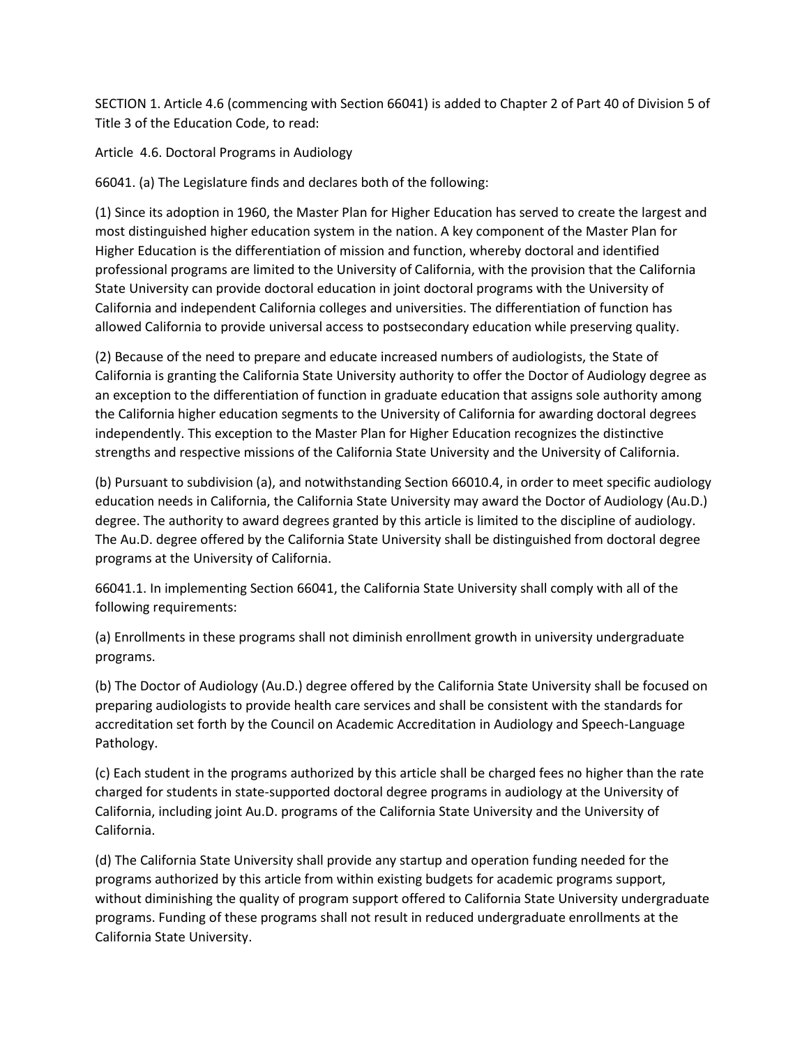SECTION 1. Article 4.6 (commencing with Section 66041) is added to Chapter 2 of Part 40 of Division 5 of Title 3 of the Education Code, to read:

Article 4.6. Doctoral Programs in Audiology

66041. (a) The Legislature finds and declares both of the following:

(1) Since its adoption in 1960, the Master Plan for Higher Education has served to create the largest and most distinguished higher education system in the nation. A key component of the Master Plan for Higher Education is the differentiation of mission and function, whereby doctoral and identified professional programs are limited to the University of California, with the provision that the California State University can provide doctoral education in joint doctoral programs with the University of California and independent California colleges and universities. The differentiation of function has allowed California to provide universal access to postsecondary education while preserving quality.

(2) Because of the need to prepare and educate increased numbers of audiologists, the State of California is granting the California State University authority to offer the Doctor of Audiology degree as an exception to the differentiation of function in graduate education that assigns sole authority among the California higher education segments to the University of California for awarding doctoral degrees independently. This exception to the Master Plan for Higher Education recognizes the distinctive strengths and respective missions of the California State University and the University of California.

(b) Pursuant to subdivision (a), and notwithstanding Section 66010.4, in order to meet specific audiology education needs in California, the California State University may award the Doctor of Audiology (Au.D.) degree. The authority to award degrees granted by this article is limited to the discipline of audiology. The Au.D. degree offered by the California State University shall be distinguished from doctoral degree programs at the University of California.

66041.1. In implementing Section 66041, the California State University shall comply with all of the following requirements:

(a) Enrollments in these programs shall not diminish enrollment growth in university undergraduate programs.

(b) The Doctor of Audiology (Au.D.) degree offered by the California State University shall be focused on preparing audiologists to provide health care services and shall be consistent with the standards for accreditation set forth by the Council on Academic Accreditation in Audiology and Speech-Language Pathology.

(c) Each student in the programs authorized by this article shall be charged fees no higher than the rate charged for students in state-supported doctoral degree programs in audiology at the University of California, including joint Au.D. programs of the California State University and the University of California.

(d) The California State University shall provide any startup and operation funding needed for the programs authorized by this article from within existing budgets for academic programs support, without diminishing the quality of program support offered to California State University undergraduate programs. Funding of these programs shall not result in reduced undergraduate enrollments at the California State University.